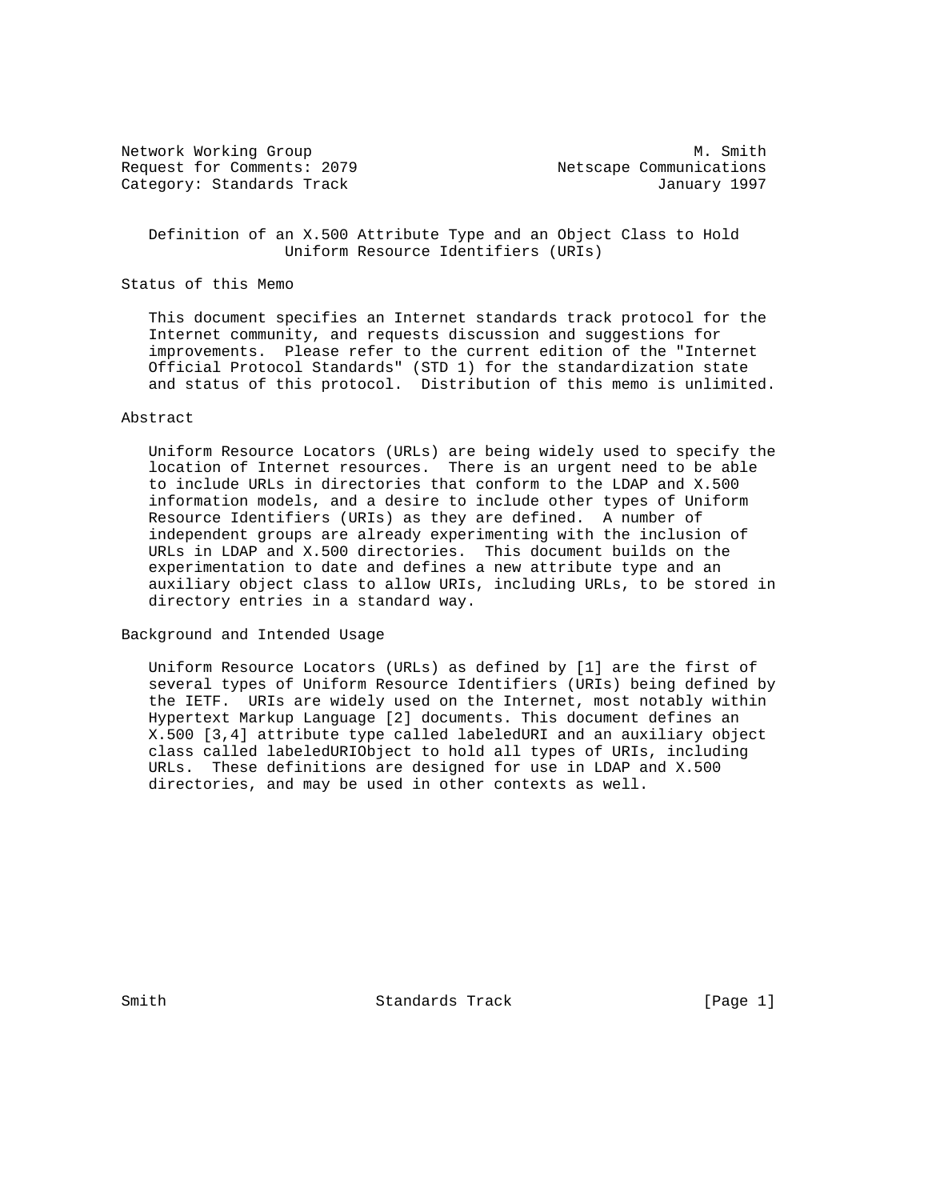Network Working Group M. Smith
Request for Comments: 2079 Netscape Communications
Category: Standards Track January 1997

# Definition of an X.500 Attribute Type and an Object Class to Hold Uniform Resource Identifiers (URIs)

## Status of this Memo

This document specifies an Internet standards track protocol for the Internet community, and requests discussion and suggestions for improvements. Please refer to the current edition of the "Internet Official Protocol Standards" (STD 1) for the standardization state and status of this protocol. Distribution of this memo is unlimited.

## Abstract

Uniform Resource Locators (URLs) are being widely used to specify the location of Internet resources. There is an urgent need to be able to include URLs in directories that conform to the LDAP and X.500 information models, and a desire to include other types of Uniform Resource Identifiers (URIs) as they are defined. A number of independent groups are already experimenting with the inclusion of URLs in LDAP and X.500 directories. This document builds on the experimentation to date and defines a new attribute type and an auxiliary object class to allow URIs, including URLs, to be stored in directory entries in a standard way.

## Background and Intended Usage

Uniform Resource Locators (URLs) as defined by [1] are the first of several types of Uniform Resource Identifiers (URIs) being defined by the IETF. URIs are widely used on the Internet, most notably within Hypertext Markup Language [2] documents. This document defines an X.500 [3,4] attribute type called labeledURI and an auxiliary object class called labeledURIObject to hold all types of URIs, including URLs. These definitions are designed for use in LDAP and X.500 directories, and may be used in other contexts as well.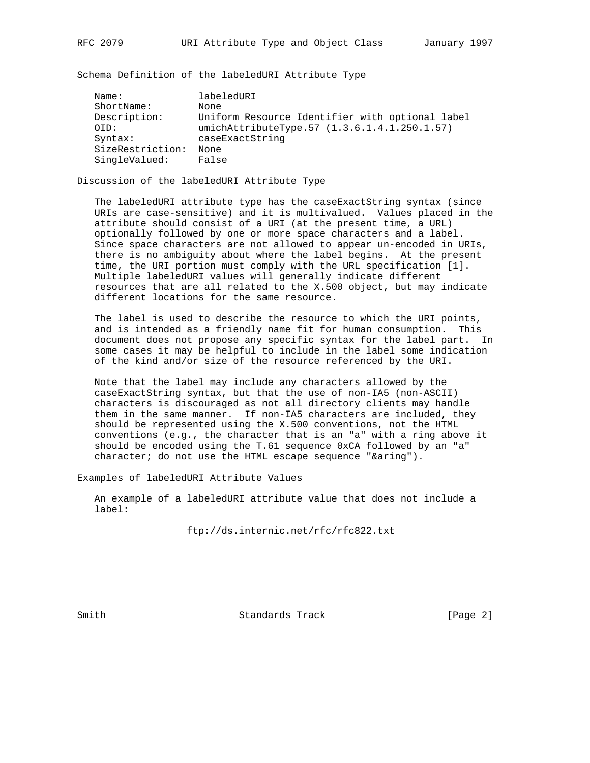## Schema Definition of the labeledURI Attribute Type

```
Name:             labeledURI
ShortName:        None
Description:      Uniform Resource Identifier with optional label
OID:              umichAttributeType.57 (1.3.6.1.4.1.250.1.57)
Syntax:           caseExactString
SizeRestriction:  None
SingleValued:     False
```

## Discussion of the labeledURI Attribute Type

The labeledURI attribute type has the caseExactString syntax (since URIs are case-sensitive) and it is multivalued. Values placed in the attribute should consist of a URI (at the present time, a URL) optionally followed by one or more space characters and a label. Since space characters are not allowed to appear un-encoded in URIs, there is no ambiguity about where the label begins. At the present time, the URI portion must comply with the URL specification [1]. Multiple labeledURI values will generally indicate different resources that are all related to the X.500 object, but may indicate different locations for the same resource.

The label is used to describe the resource to which the URI points, and is intended as a friendly name fit for human consumption. This document does not propose any specific syntax for the label part. In some cases it may be helpful to include in the label some indication of the kind and/or size of the resource referenced by the URI.

Note that the label may include any characters allowed by the caseExactString syntax, but that the use of non-IA5 (non-ASCII) characters is discouraged as not all directory clients may handle them in the same manner. If non-IA5 characters are included, they should be represented using the X.500 conventions, not the HTML conventions (e.g., the character that is an "a" with a ring above it should be encoded using the T.61 sequence 0xCA followed by an "a" character; do not use the HTML escape sequence "&aring").

## Examples of labeledURI Attribute Values

An example of a labeledURI attribute value that does not include a label:

```
ftp://ds.internic.net/rfc/rfc822.txt
```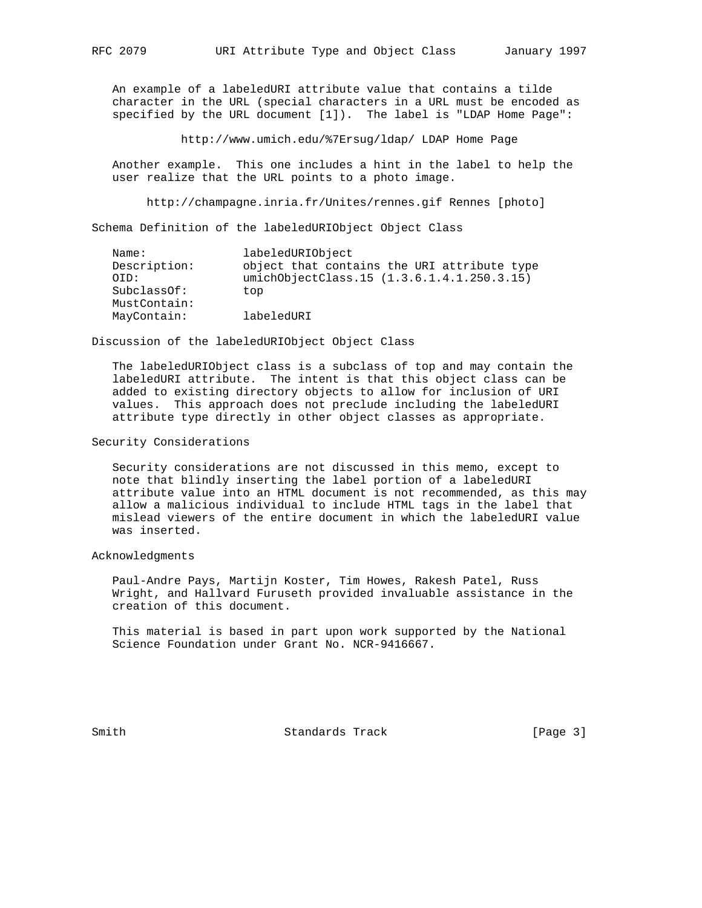An example of a labeledURI attribute value that contains a tilde character in the URL (special characters in a URL must be encoded as specified by the URL document [1]). The label is "LDAP Home Page":

```
http://www.umich.edu/%7Ersug/ldap/ LDAP Home Page
```

Another example. This one includes a hint in the label to help the user realize that the URL points to a photo image.

```
http://champagne.inria.fr/Unites/rennes.gif Rennes [photo]
```

## Schema Definition of the labeledURIObject Object Class

```
Name:              labeledURIObject
Description:       object that contains the URI attribute type
OID:               umichObjectClass.15 (1.3.6.1.4.1.250.3.15)
SubclassOf:        top
MustContain:
MayContain:        labeledURI
```

## Discussion of the labeledURIObject Object Class

The labeledURIObject class is a subclass of top and may contain the labeledURI attribute. The intent is that this object class can be added to existing directory objects to allow for inclusion of URI values. This approach does not preclude including the labeledURI attribute type directly in other object classes as appropriate.

## Security Considerations

Security considerations are not discussed in this memo, except to note that blindly inserting the label portion of a labeledURI attribute value into an HTML document is not recommended, as this may allow a malicious individual to include HTML tags in the label that mislead viewers of the entire document in which the labeledURI value was inserted.

## Acknowledgments

Paul-Andre Pays, Martijn Koster, Tim Howes, Rakesh Patel, Russ Wright, and Hallvard Furuseth provided invaluable assistance in the creation of this document.

This material is based in part upon work supported by the National Science Foundation under Grant No. NCR-9416667.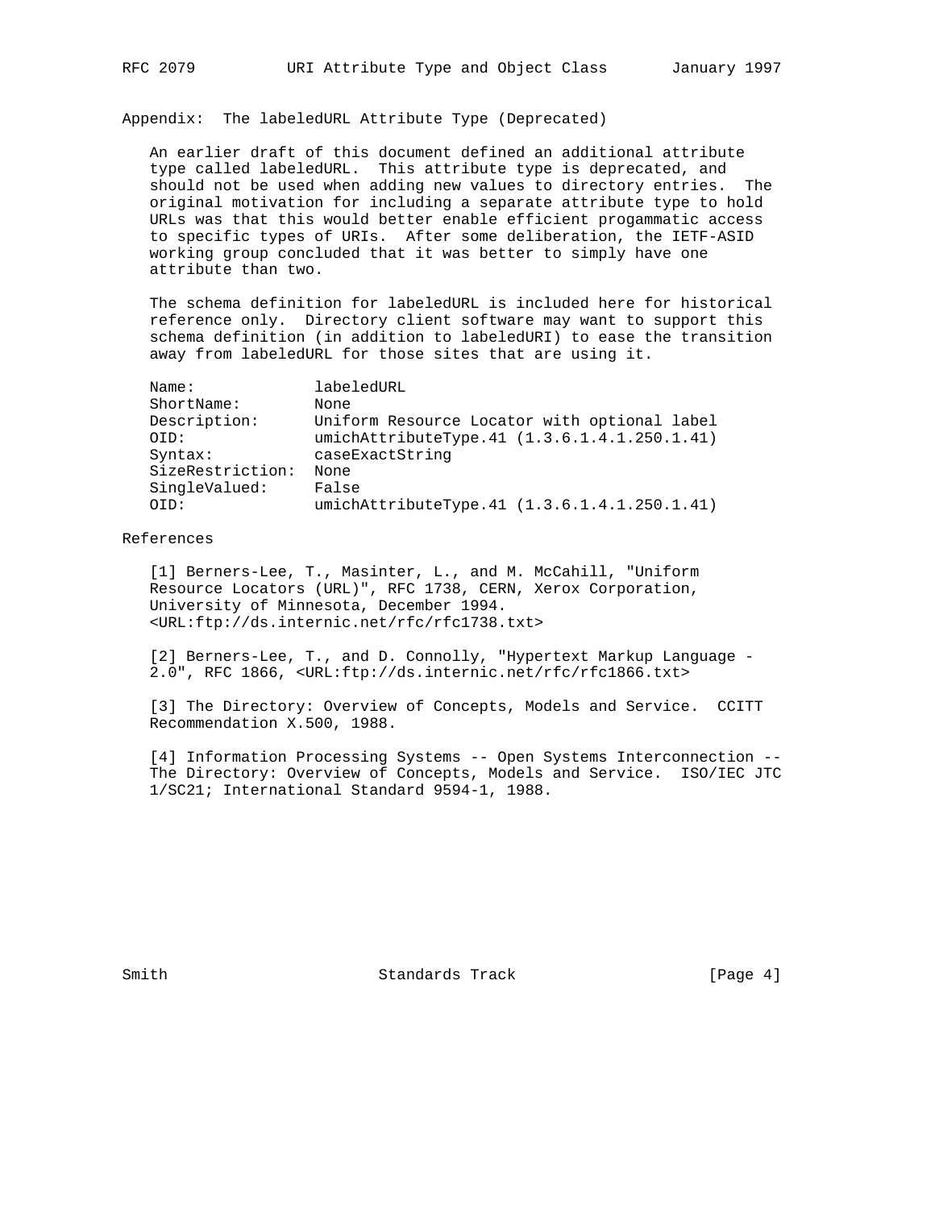## Appendix: The labeledURL Attribute Type (Deprecated)

An earlier draft of this document defined an additional attribute type called labeledURL. This attribute type is deprecated, and should not be used when adding new values to directory entries. The original motivation for including a separate attribute type to hold URLs was that this would better enable efficient progammatic access to specific types of URIs. After some deliberation, the IETF-ASID working group concluded that it was better to simply have one attribute than two.

The schema definition for labeledURL is included here for historical reference only. Directory client software may want to support this schema definition (in addition to labeledURI) to ease the transition away from labeledURL for those sites that are using it.

```
Name:             labeledURL
ShortName:        None
Description:      Uniform Resource Locator with optional label
OID:              umichAttributeType.41 (1.3.6.1.4.1.250.1.41)
Syntax:           caseExactString
SizeRestriction:  None
SingleValued:     False
OID:              umichAttributeType.41 (1.3.6.1.4.1.250.1.41)
```

## References

[1] Berners-Lee, T., Masinter, L., and M. McCahill, "Uniform Resource Locators (URL)", RFC 1738, CERN, Xerox Corporation, University of Minnesota, December 1994. <URL:ftp://ds.internic.net/rfc/rfc1738.txt>

[2] Berners-Lee, T., and D. Connolly, "Hypertext Markup Language - 2.0", RFC 1866, <URL:ftp://ds.internic.net/rfc/rfc1866.txt>

[3] The Directory: Overview of Concepts, Models and Service. CCITT Recommendation X.500, 1988.

[4] Information Processing Systems -- Open Systems Interconnection -- The Directory: Overview of Concepts, Models and Service. ISO/IEC JTC 1/SC21; International Standard 9594-1, 1988.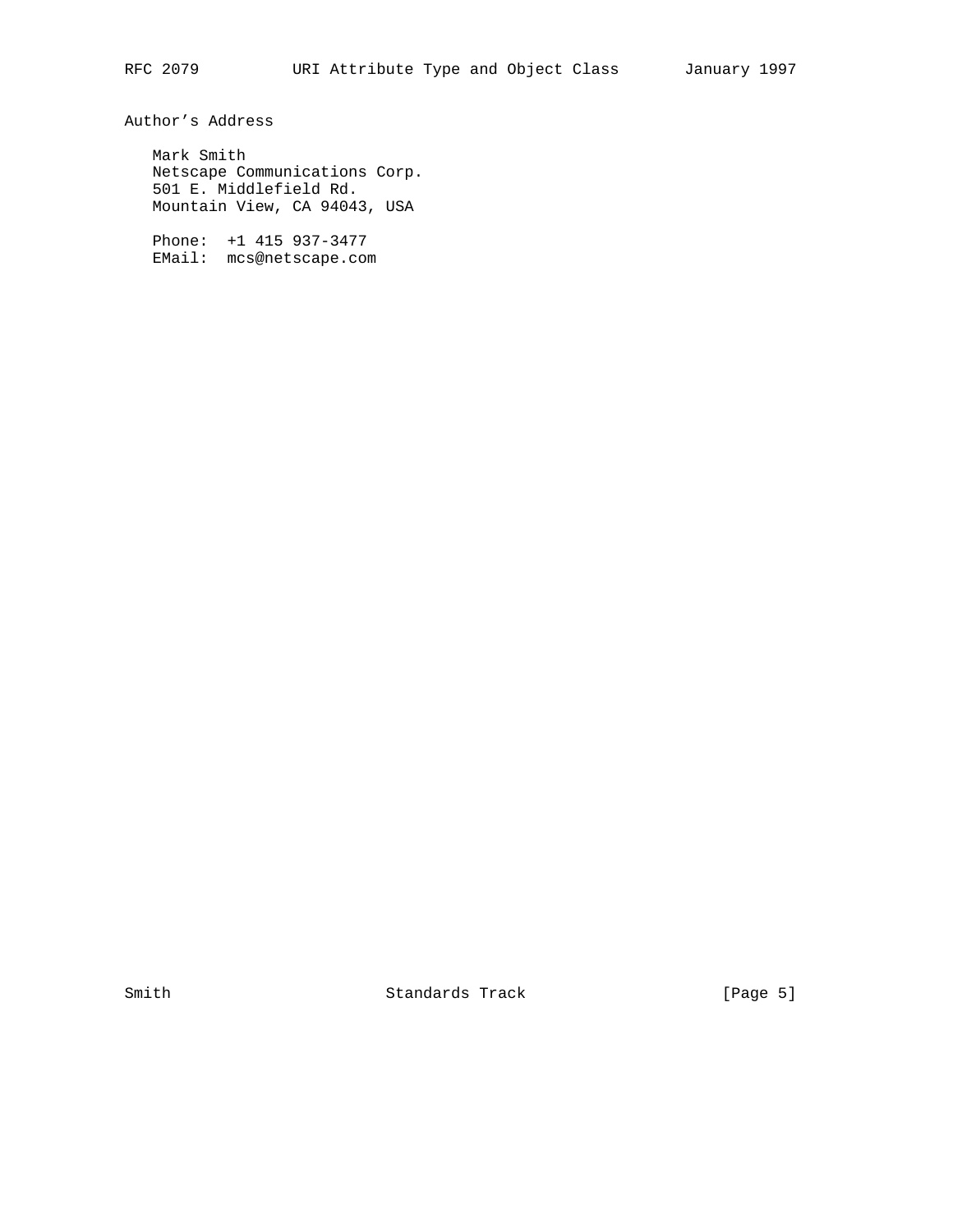## Author's Address

Mark Smith
Netscape Communications Corp.
501 E. Middlefield Rd.
Mountain View, CA 94043, USA

Phone: +1 415 937-3477
EMail: mcs@netscape.com